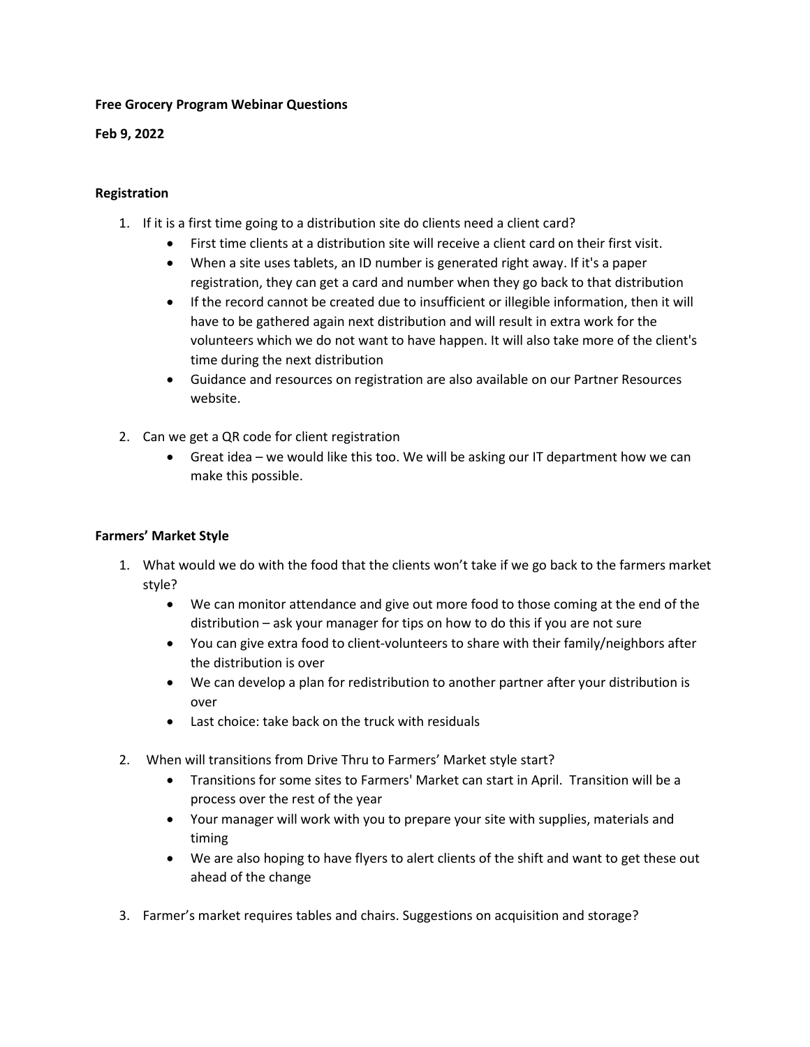**Free Grocery Program Webinar Questions**

**Feb 9, 2022**

**Registration**

1. If it is a first time going to a distribution site do clients need a client card?
   - First time clients at a distribution site will receive a client card on their first visit.
   - When a site uses tablets, an ID number is generated right away. If it's a paper registration, they can get a card and number when they go back to that distribution
   - If the record cannot be created due to insufficient or illegible information, then it will have to be gathered again next distribution and will result in extra work for the volunteers which we do not want to have happen. It will also take more of the client's time during the next distribution
   - Guidance and resources on registration are also available on our Partner Resources website.

2. Can we get a QR code for client registration
   - Great idea – we would like this too. We will be asking our IT department how we can make this possible.

**Farmers' Market Style**

1. What would we do with the food that the clients won't take if we go back to the farmers market style?
   - We can monitor attendance and give out more food to those coming at the end of the distribution – ask your manager for tips on how to do this if you are not sure
   - You can give extra food to client-volunteers to share with their family/neighbors after the distribution is over
   - We can develop a plan for redistribution to another partner after your distribution is over
   - Last choice: take back on the truck with residuals

2. When will transitions from Drive Thru to Farmers' Market style start?
   - Transitions for some sites to Farmers' Market can start in April. Transition will be a process over the rest of the year
   - Your manager will work with you to prepare your site with supplies, materials and timing
   - We are also hoping to have flyers to alert clients of the shift and want to get these out ahead of the change

3. Farmer's market requires tables and chairs. Suggestions on acquisition and storage?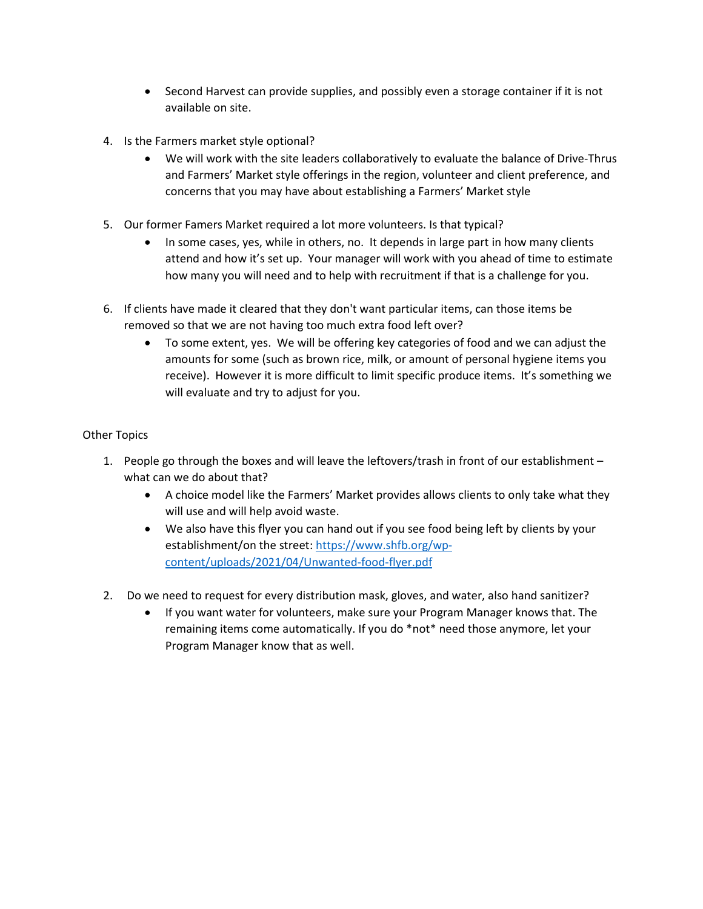- Second Harvest can provide supplies, and possibly even a storage container if it is not available on site.

4. Is the Farmers market style optional?
    - We will work with the site leaders collaboratively to evaluate the balance of Drive-Thrus and Farmers' Market style offerings in the region, volunteer and client preference, and concerns that you may have about establishing a Farmers' Market style

5. Our former Famers Market required a lot more volunteers. Is that typical?
    - In some cases, yes, while in others, no. It depends in large part in how many clients attend and how it's set up. Your manager will work with you ahead of time to estimate how many you will need and to help with recruitment if that is a challenge for you.

6. If clients have made it cleared that they don't want particular items, can those items be removed so that we are not having too much extra food left over?
    - To some extent, yes. We will be offering key categories of food and we can adjust the amounts for some (such as brown rice, milk, or amount of personal hygiene items you receive). However it is more difficult to limit specific produce items. It's something we will evaluate and try to adjust for you.

Other Topics

1. People go through the boxes and will leave the leftovers/trash in front of our establishment – what can we do about that?
    - A choice model like the Farmers' Market provides allows clients to only take what they will use and will help avoid waste.
    - We also have this flyer you can hand out if you see food being left by clients by your establishment/on the street: [https://www.shfb.org/wp-content/uploads/2021/04/Unwanted-food-flyer.pdf](https://www.shfb.org/wp-content/uploads/2021/04/Unwanted-food-flyer.pdf)

2. Do we need to request for every distribution mask, gloves, and water, also hand sanitizer?
    - If you want water for volunteers, make sure your Program Manager knows that. The remaining items come automatically. If you do *not* need those anymore, let your Program Manager know that as well.